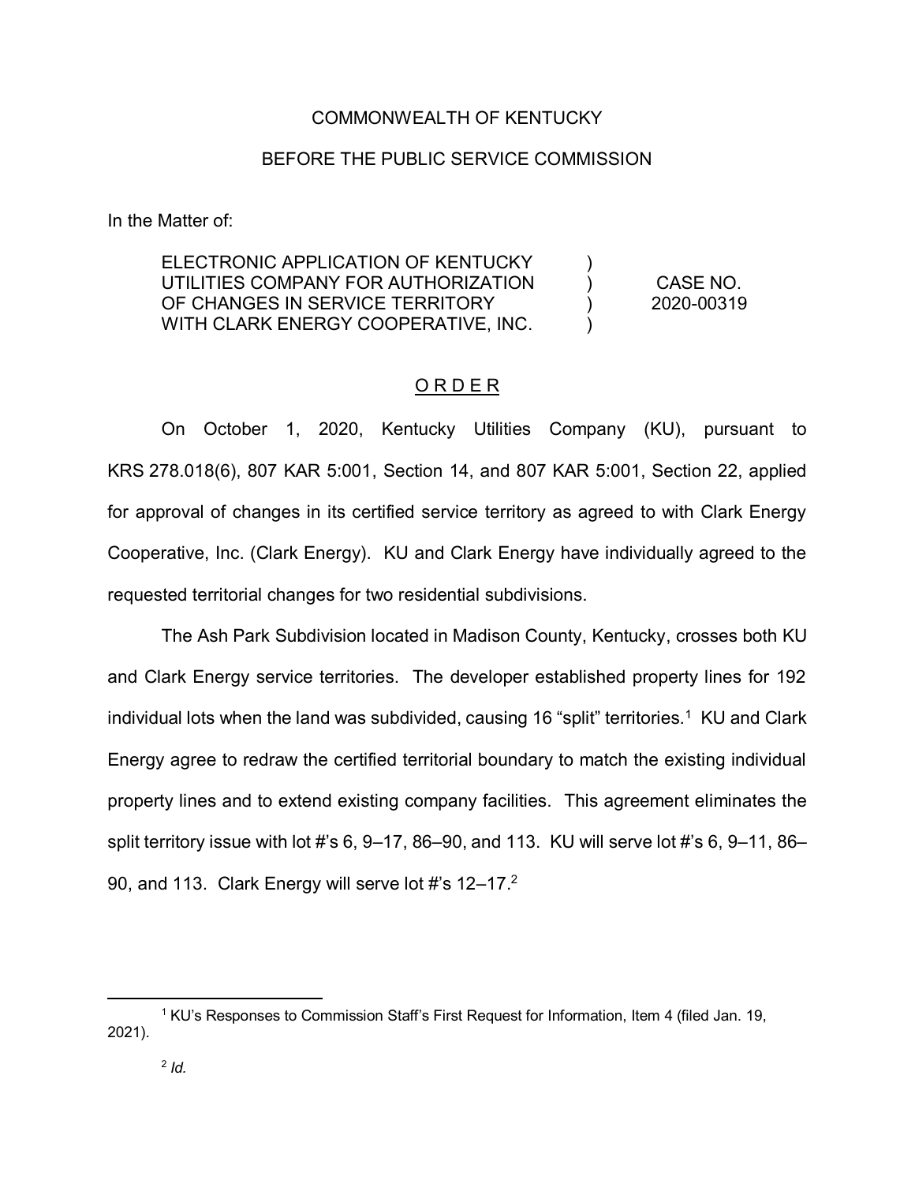COMMONWEALTH OF KENTUCKY

BEFORE THE PUBLIC SERVICE COMMISSION

In the Matter of:

| | | |
|---|---|---|
| ELECTRONIC APPLICATION OF KENTUCKY UTILITIES COMPANY FOR AUTHORIZATION OF CHANGES IN SERVICE TERRITORY WITH CLARK ENERGY COOPERATIVE, INC. | ) ) ) ) | CASE NO. 2020-00319 |

<u>O R D E R</u>

On October 1, 2020, Kentucky Utilities Company (KU), pursuant to KRS 278.018(6), 807 KAR 5:001, Section 14, and 807 KAR 5:001, Section 22, applied for approval of changes in its certified service territory as agreed to with Clark Energy Cooperative, Inc. (Clark Energy). KU and Clark Energy have individually agreed to the requested territorial changes for two residential subdivisions.

The Ash Park Subdivision located in Madison County, Kentucky, crosses both KU and Clark Energy service territories. The developer established property lines for 192 individual lots when the land was subdivided, causing 16 "split" territories.[1] KU and Clark Energy agree to redraw the certified territorial boundary to match the existing individual property lines and to extend existing company facilities. This agreement eliminates the split territory issue with lot #'s 6, 9–17, 86–90, and 113. KU will serve lot #'s 6, 9–11, 86–90, and 113. Clark Energy will serve lot #'s 12–17.[2]

---

[1] KU's Responses to Commission Staff's First Request for Information, Item 4 (filed Jan. 19, 2021).

[2] *Id.*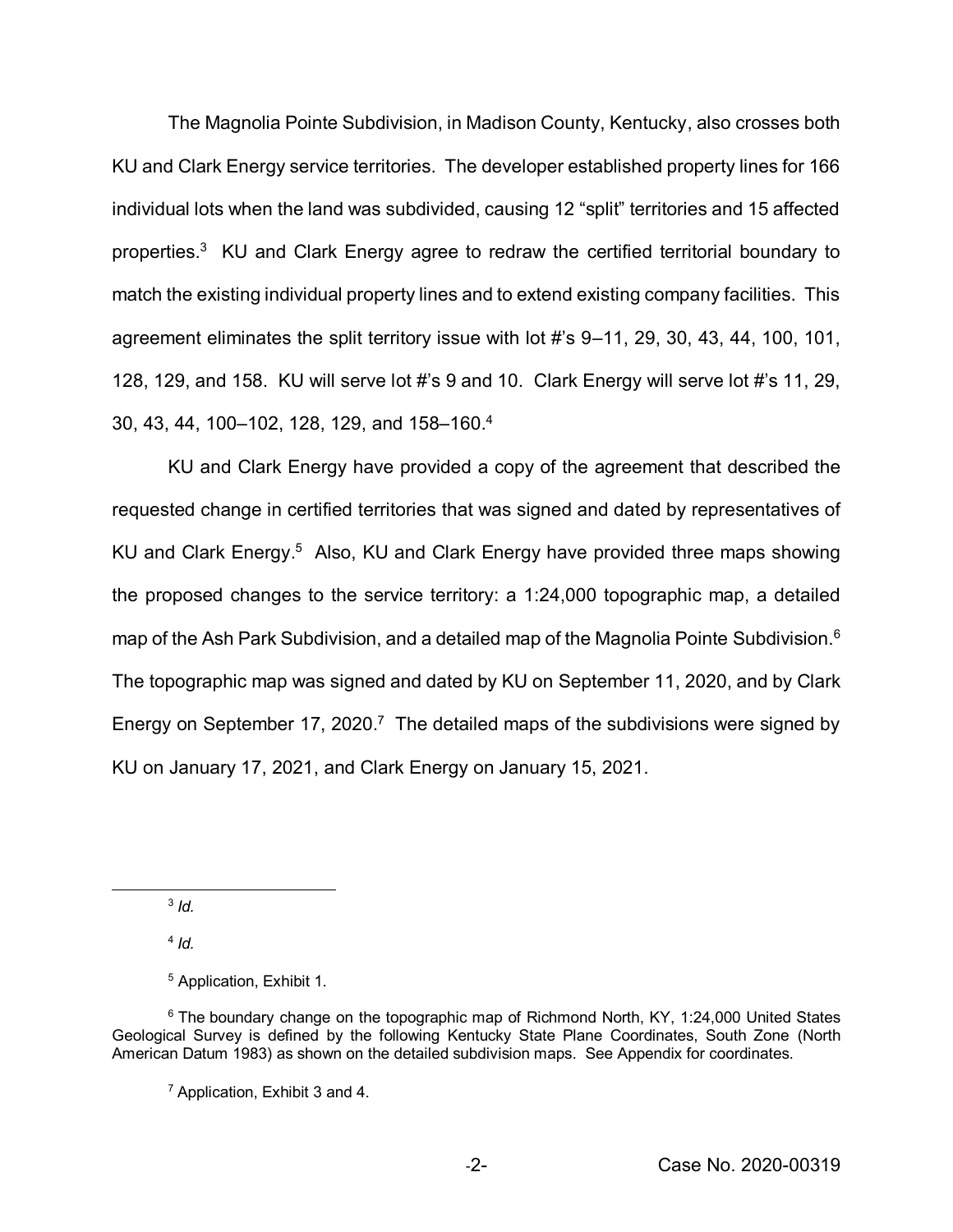The Magnolia Pointe Subdivision, in Madison County, Kentucky, also crosses both KU and Clark Energy service territories. The developer established property lines for 166 individual lots when the land was subdivided, causing 12 "split" territories and 15 affected properties.[3] KU and Clark Energy agree to redraw the certified territorial boundary to match the existing individual property lines and to extend existing company facilities. This agreement eliminates the split territory issue with lot #'s 9–11, 29, 30, 43, 44, 100, 101, 128, 129, and 158. KU will serve lot #'s 9 and 10. Clark Energy will serve lot #'s 11, 29, 30, 43, 44, 100–102, 128, 129, and 158–160.[4]

KU and Clark Energy have provided a copy of the agreement that described the requested change in certified territories that was signed and dated by representatives of KU and Clark Energy.[5] Also, KU and Clark Energy have provided three maps showing the proposed changes to the service territory: a 1:24,000 topographic map, a detailed map of the Ash Park Subdivision, and a detailed map of the Magnolia Pointe Subdivision.[6] The topographic map was signed and dated by KU on September 11, 2020, and by Clark Energy on September 17, 2020.[7] The detailed maps of the subdivisions were signed by KU on January 17, 2021, and Clark Energy on January 15, 2021.

---

[3] *Id.*

[4] *Id.*

[5] Application, Exhibit 1.

[6] The boundary change on the topographic map of Richmond North, KY, 1:24,000 United States Geological Survey is defined by the following Kentucky State Plane Coordinates, South Zone (North American Datum 1983) as shown on the detailed subdivision maps. See Appendix for coordinates.

[7] Application, Exhibit 3 and 4.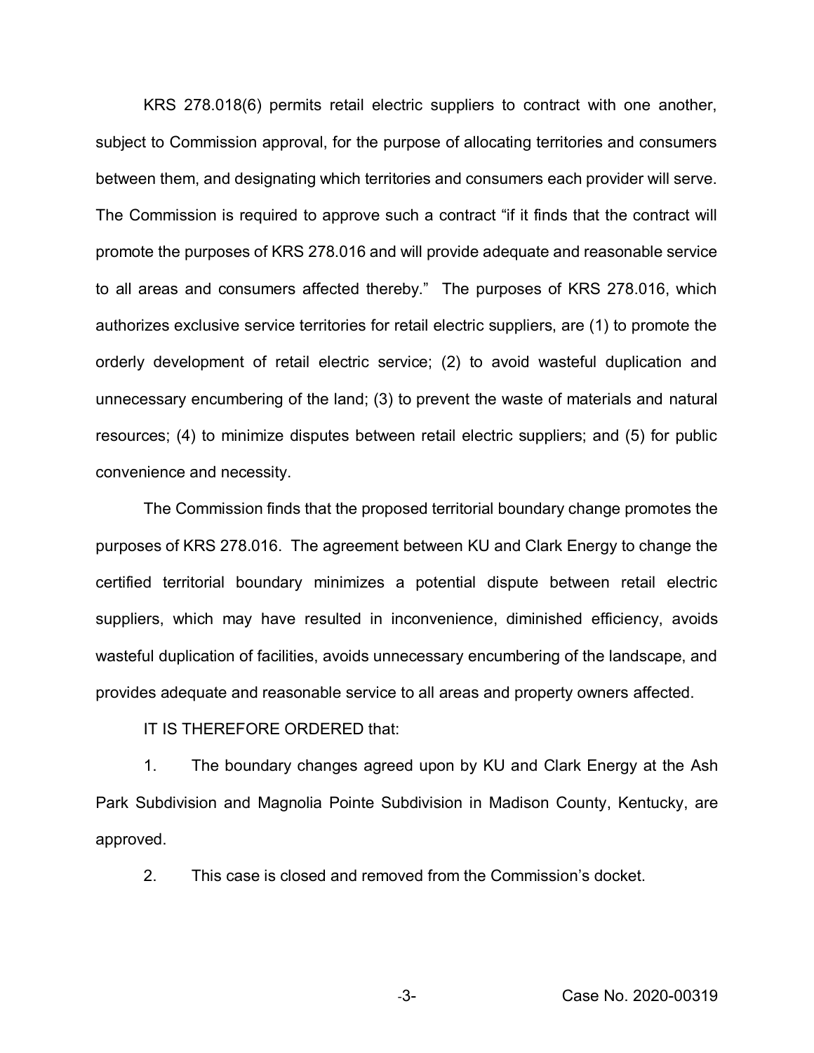KRS 278.018(6) permits retail electric suppliers to contract with one another, subject to Commission approval, for the purpose of allocating territories and consumers between them, and designating which territories and consumers each provider will serve. The Commission is required to approve such a contract "if it finds that the contract will promote the purposes of KRS 278.016 and will provide adequate and reasonable service to all areas and consumers affected thereby." The purposes of KRS 278.016, which authorizes exclusive service territories for retail electric suppliers, are (1) to promote the orderly development of retail electric service; (2) to avoid wasteful duplication and unnecessary encumbering of the land; (3) to prevent the waste of materials and natural resources; (4) to minimize disputes between retail electric suppliers; and (5) for public convenience and necessity.

The Commission finds that the proposed territorial boundary change promotes the purposes of KRS 278.016. The agreement between KU and Clark Energy to change the certified territorial boundary minimizes a potential dispute between retail electric suppliers, which may have resulted in inconvenience, diminished efficiency, avoids wasteful duplication of facilities, avoids unnecessary encumbering of the landscape, and provides adequate and reasonable service to all areas and property owners affected.

IT IS THEREFORE ORDERED that:

1. The boundary changes agreed upon by KU and Clark Energy at the Ash Park Subdivision and Magnolia Pointe Subdivision in Madison County, Kentucky, are approved.

2. This case is closed and removed from the Commission's docket.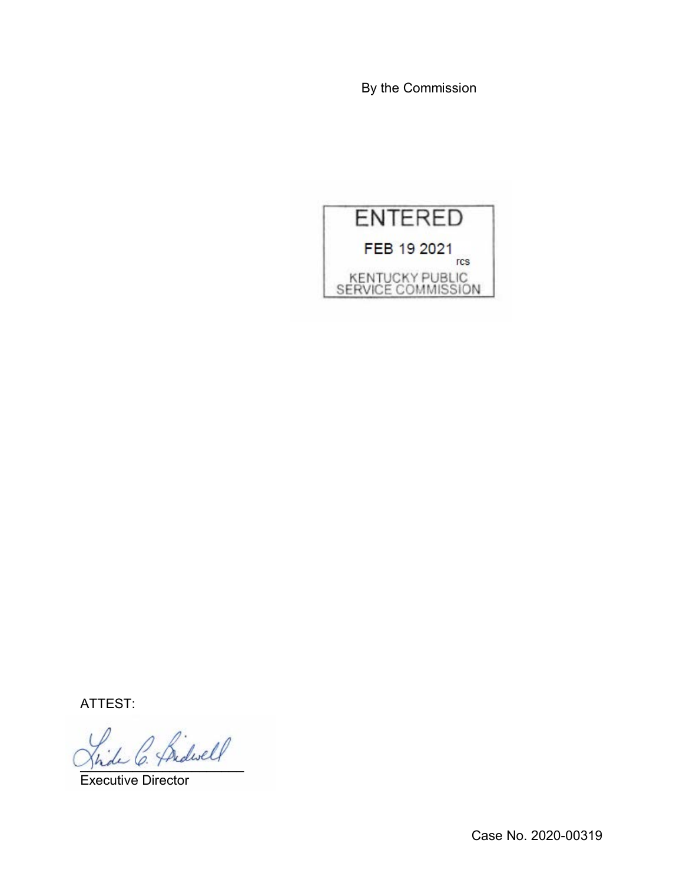By the Commission

ENTERED

FEB 19 2021

rcs

KENTUCKY PUBLIC SERVICE COMMISSION

ATTEST:

Executive Director

Case No. 2020-00319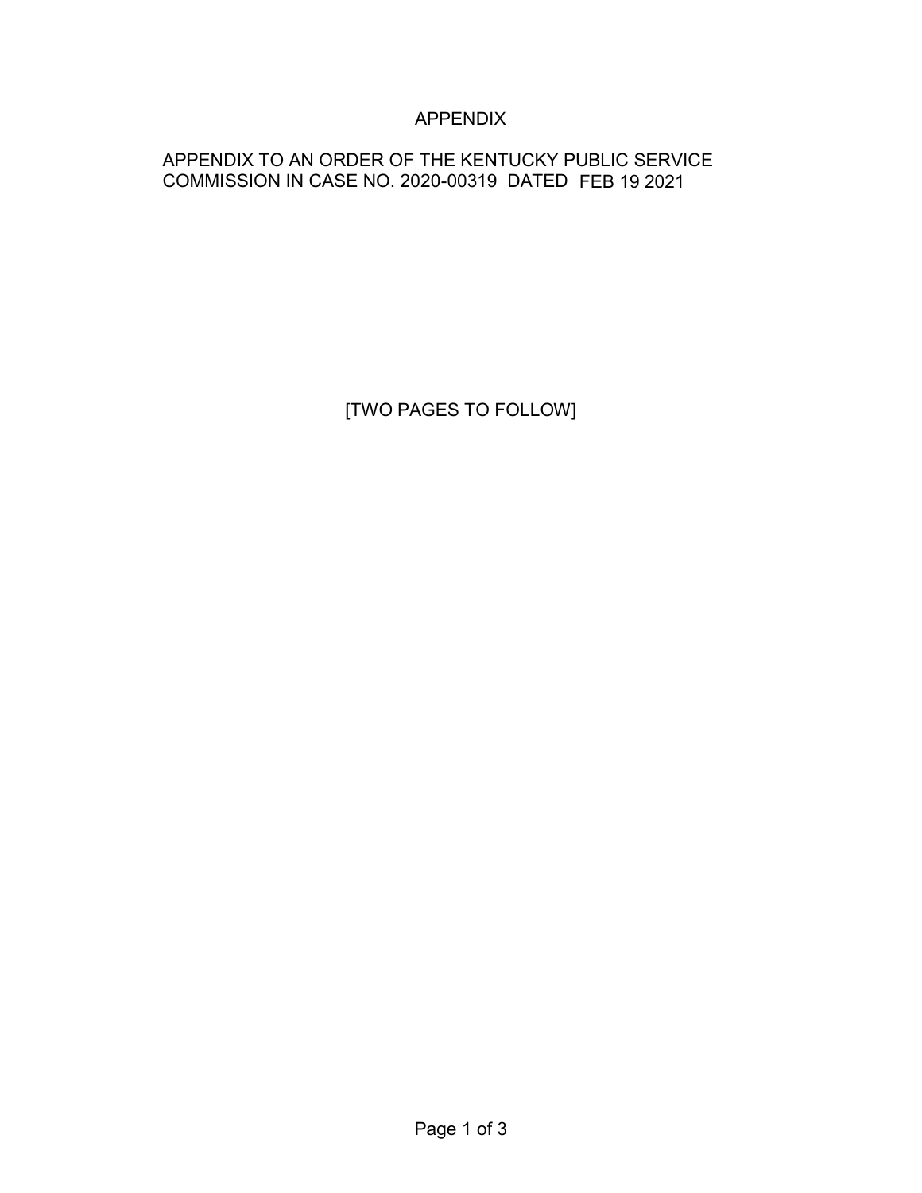# APPENDIX

APPENDIX TO AN ORDER OF THE KENTUCKY PUBLIC SERVICE COMMISSION IN CASE NO. 2020-00319 DATED FEB 19 2021

[TWO PAGES TO FOLLOW]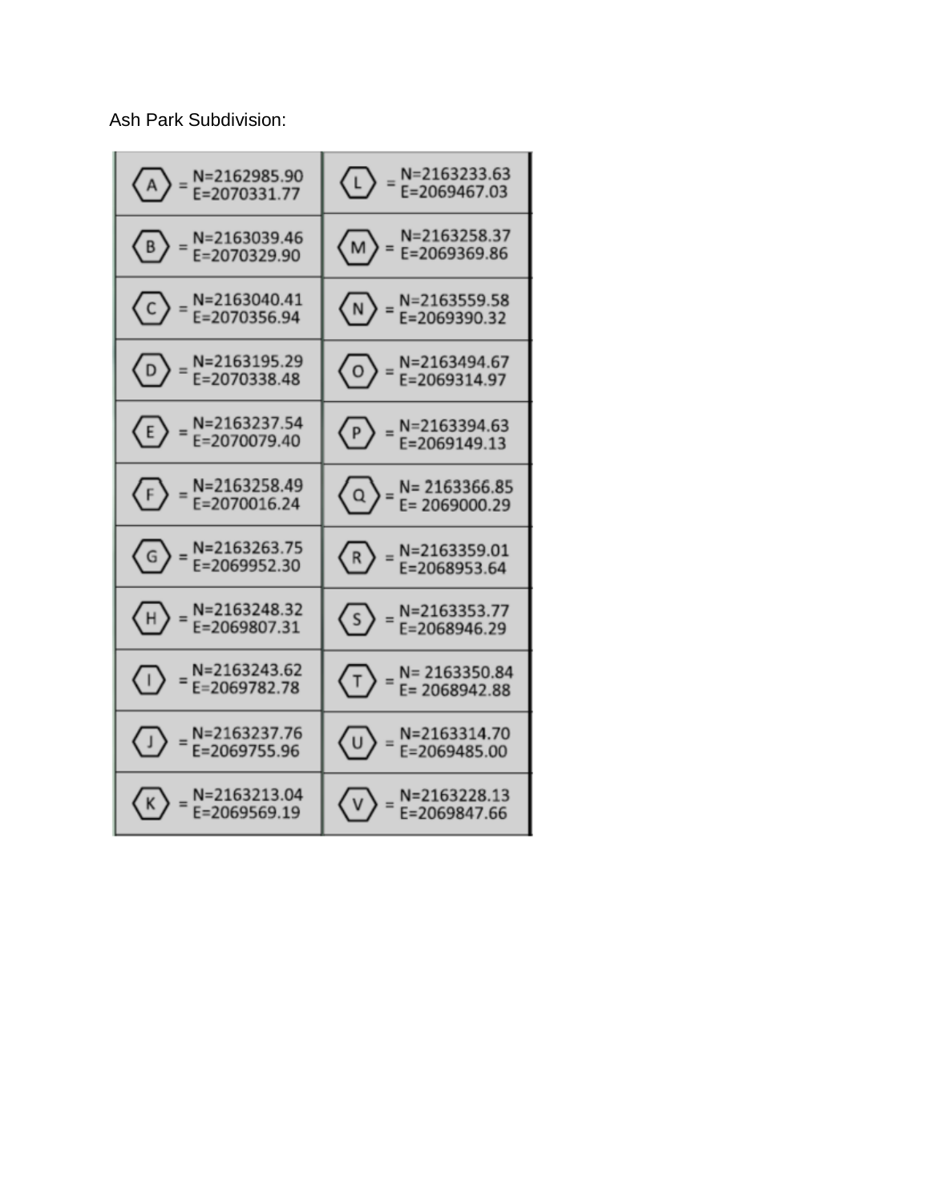Ash Park Subdivision:

| Point | Coordinates | Point | Coordinates |
|---|---|---|---|
| A | N=2162985.90<br>E=2070331.77 | L | N=2163233.63<br>E=2069467.03 |
| B | N=2163039.46<br>E=2070329.90 | M | N=2163258.37<br>E=2069369.86 |
| C | N=2163040.41<br>E=2070356.94 | N | N=2163559.58<br>E=2069390.32 |
| D | N=2163195.29<br>E=2070338.48 | O | N=2163494.67<br>E=2069314.97 |
| E | N=2163237.54<br>E=2070079.40 | P | N=2163394.63<br>E=2069149.13 |
| F | N=2163258.49<br>E=2070016.24 | Q | N= 2163366.85<br>E= 2069000.29 |
| G | N=2163263.75<br>E=2069952.30 | R | N=2163359.01<br>E=2068953.64 |
| H | N=2163248.32<br>E=2069807.31 | S | N=2163353.77<br>E=2068946.29 |
| I | N=2163243.62<br>E=2069782.78 | T | N= 2163350.84<br>E= 2068942.88 |
| J | N=2163237.76<br>E=2069755.96 | U | N=2163314.70<br>E=2069485.00 |
| K | N=2163213.04<br>E=2069569.19 | V | N=2163228.13<br>E=2069847.66 |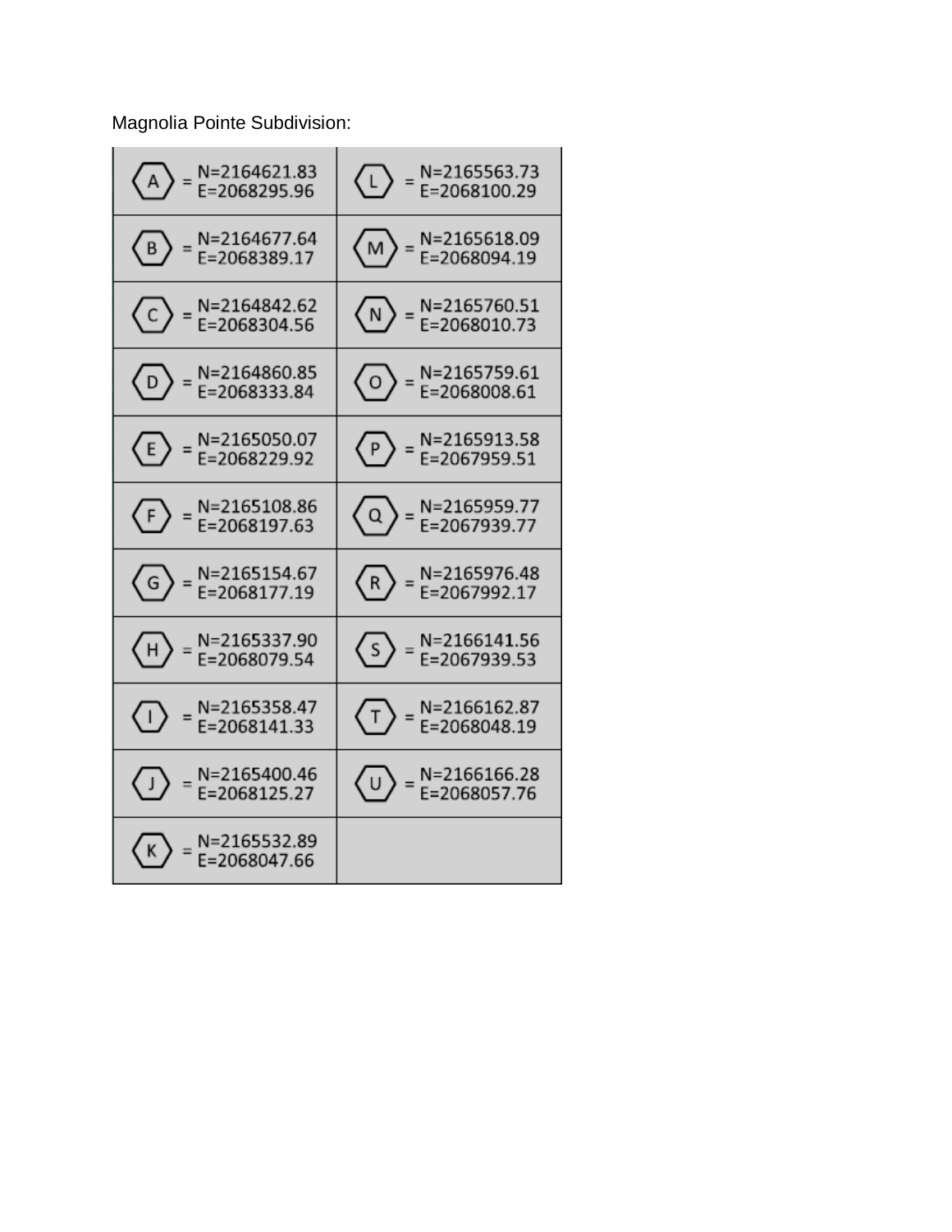Magnolia Pointe Subdivision:

| | |
|---|---|
| A = N=2164621.83 E=2068295.96 | L = N=2165563.73 E=2068100.29 |
| B = N=2164677.64 E=2068389.17 | M = N=2165618.09 E=2068094.19 |
| C = N=2164842.62 E=2068304.56 | N = N=2165760.51 E=2068010.73 |
| D = N=2164860.85 E=2068333.84 | O = N=2165759.61 E=2068008.61 |
| E = N=2165050.07 E=2068229.92 | P = N=2165913.58 E=2067959.51 |
| F = N=2165108.86 E=2068197.63 | Q = N=2165959.77 E=2067939.77 |
| G = N=2165154.67 E=2068177.19 | R = N=2165976.48 E=2067992.17 |
| H = N=2165337.90 E=2068079.54 | S = N=2166141.56 E=2067939.53 |
| I = N=2165358.47 E=2068141.33 | T = N=2166162.87 E=2068048.19 |
| J = N=2165400.46 E=2068125.27 | U = N=2166166.28 E=2068057.76 |
| K = N=2165532.89 E=2068047.66 | |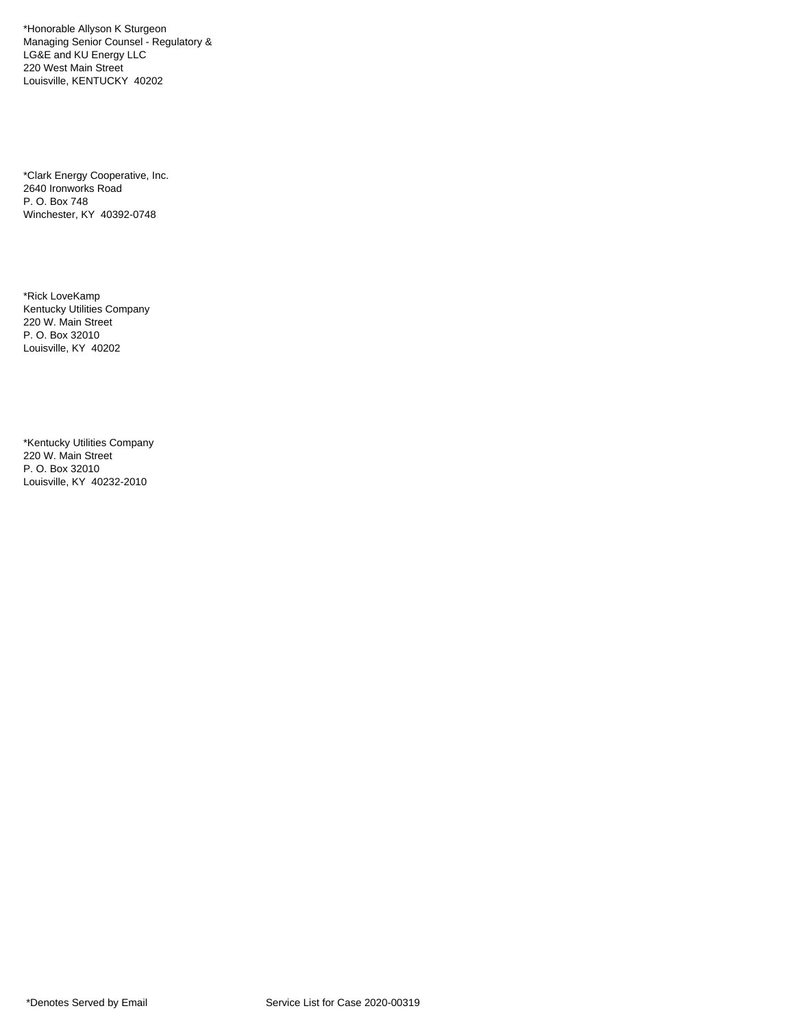*Honorable Allyson K Sturgeon
Managing Senior Counsel - Regulatory &
LG&E and KU Energy LLC
220 West Main Street
Louisville, KENTUCKY  40202

*Clark Energy Cooperative, Inc.
2640 Ironworks Road
P. O. Box 748
Winchester, KY  40392-0748

*Rick LoveKamp
Kentucky Utilities Company
220 W. Main Street
P. O. Box 32010
Louisville, KY  40202

*Kentucky Utilities Company
220 W. Main Street
P. O. Box 32010
Louisville, KY  40232-2010

*Denotes Served by Email

Service List for Case 2020-00319